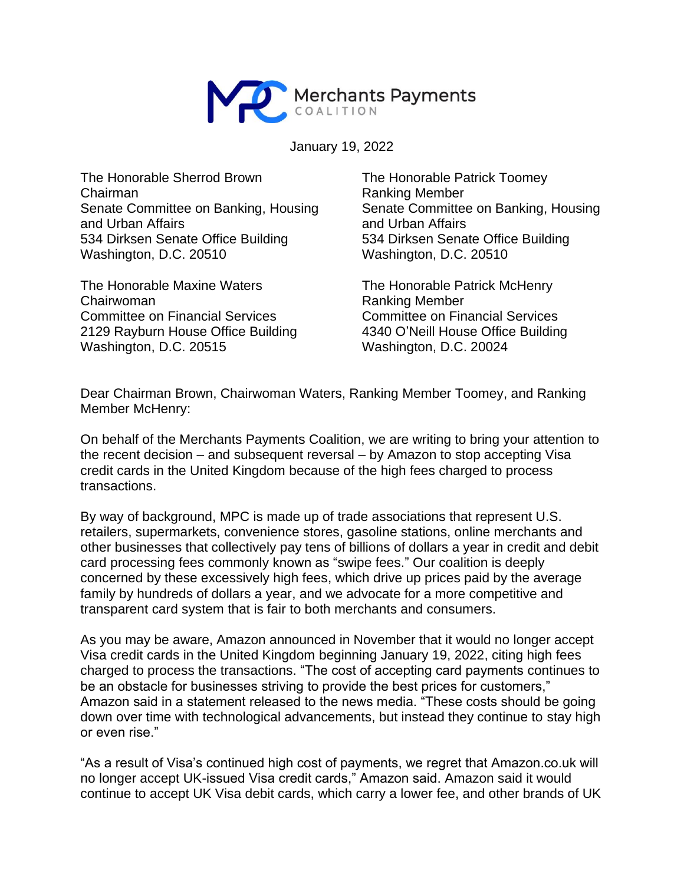Merchants Payments COALITION

January 19, 2022

The Honorable Sherrod Brown
Chairman
Senate Committee on Banking, Housing and Urban Affairs
534 Dirksen Senate Office Building
Washington, D.C. 20510

The Honorable Patrick Toomey
Ranking Member
Senate Committee on Banking, Housing and Urban Affairs
534 Dirksen Senate Office Building
Washington, D.C. 20510

The Honorable Maxine Waters
Chairwoman
Committee on Financial Services
2129 Rayburn House Office Building
Washington, D.C. 20515

The Honorable Patrick McHenry
Ranking Member
Committee on Financial Services
4340 O'Neill House Office Building
Washington, D.C. 20024

Dear Chairman Brown, Chairwoman Waters, Ranking Member Toomey, and Ranking Member McHenry:

On behalf of the Merchants Payments Coalition, we are writing to bring your attention to the recent decision – and subsequent reversal – by Amazon to stop accepting Visa credit cards in the United Kingdom because of the high fees charged to process transactions.

By way of background, MPC is made up of trade associations that represent U.S. retailers, supermarkets, convenience stores, gasoline stations, online merchants and other businesses that collectively pay tens of billions of dollars a year in credit and debit card processing fees commonly known as "swipe fees." Our coalition is deeply concerned by these excessively high fees, which drive up prices paid by the average family by hundreds of dollars a year, and we advocate for a more competitive and transparent card system that is fair to both merchants and consumers.

As you may be aware, Amazon announced in November that it would no longer accept Visa credit cards in the United Kingdom beginning January 19, 2022, citing high fees charged to process the transactions. "The cost of accepting card payments continues to be an obstacle for businesses striving to provide the best prices for customers," Amazon said in a statement released to the news media. "These costs should be going down over time with technological advancements, but instead they continue to stay high or even rise."

"As a result of Visa's continued high cost of payments, we regret that Amazon.co.uk will no longer accept UK-issued Visa credit cards," Amazon said. Amazon said it would continue to accept UK Visa debit cards, which carry a lower fee, and other brands of UK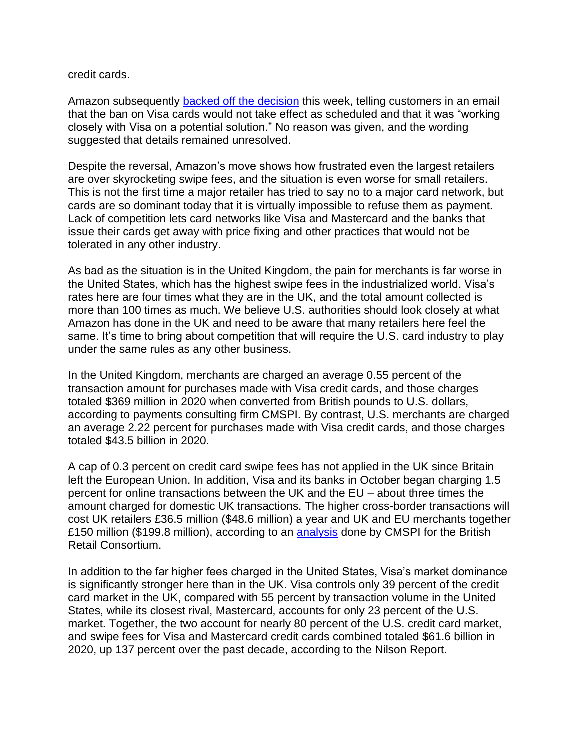credit cards.

Amazon subsequently backed off the decision this week, telling customers in an email that the ban on Visa cards would not take effect as scheduled and that it was "working closely with Visa on a potential solution." No reason was given, and the wording suggested that details remained unresolved.

Despite the reversal, Amazon's move shows how frustrated even the largest retailers are over skyrocketing swipe fees, and the situation is even worse for small retailers. This is not the first time a major retailer has tried to say no to a major card network, but cards are so dominant today that it is virtually impossible to refuse them as payment. Lack of competition lets card networks like Visa and Mastercard and the banks that issue their cards get away with price fixing and other practices that would not be tolerated in any other industry.

As bad as the situation is in the United Kingdom, the pain for merchants is far worse in the United States, which has the highest swipe fees in the industrialized world. Visa's rates here are four times what they are in the UK, and the total amount collected is more than 100 times as much. We believe U.S. authorities should look closely at what Amazon has done in the UK and need to be aware that many retailers here feel the same. It's time to bring about competition that will require the U.S. card industry to play under the same rules as any other business.

In the United Kingdom, merchants are charged an average 0.55 percent of the transaction amount for purchases made with Visa credit cards, and those charges totaled $369 million in 2020 when converted from British pounds to U.S. dollars, according to payments consulting firm CMSPI. By contrast, U.S. merchants are charged an average 2.22 percent for purchases made with Visa credit cards, and those charges totaled $43.5 billion in 2020.

A cap of 0.3 percent on credit card swipe fees has not applied in the UK since Britain left the European Union. In addition, Visa and its banks in October began charging 1.5 percent for online transactions between the UK and the EU – about three times the amount charged for domestic UK transactions. The higher cross-border transactions will cost UK retailers £36.5 million ($48.6 million) a year and UK and EU merchants together £150 million ($199.8 million), according to an analysis done by CMSPI for the British Retail Consortium.

In addition to the far higher fees charged in the United States, Visa's market dominance is significantly stronger here than in the UK. Visa controls only 39 percent of the credit card market in the UK, compared with 55 percent by transaction volume in the United States, while its closest rival, Mastercard, accounts for only 23 percent of the U.S. market. Together, the two account for nearly 80 percent of the U.S. credit card market, and swipe fees for Visa and Mastercard credit cards combined totaled $61.6 billion in 2020, up 137 percent over the past decade, according to the Nilson Report.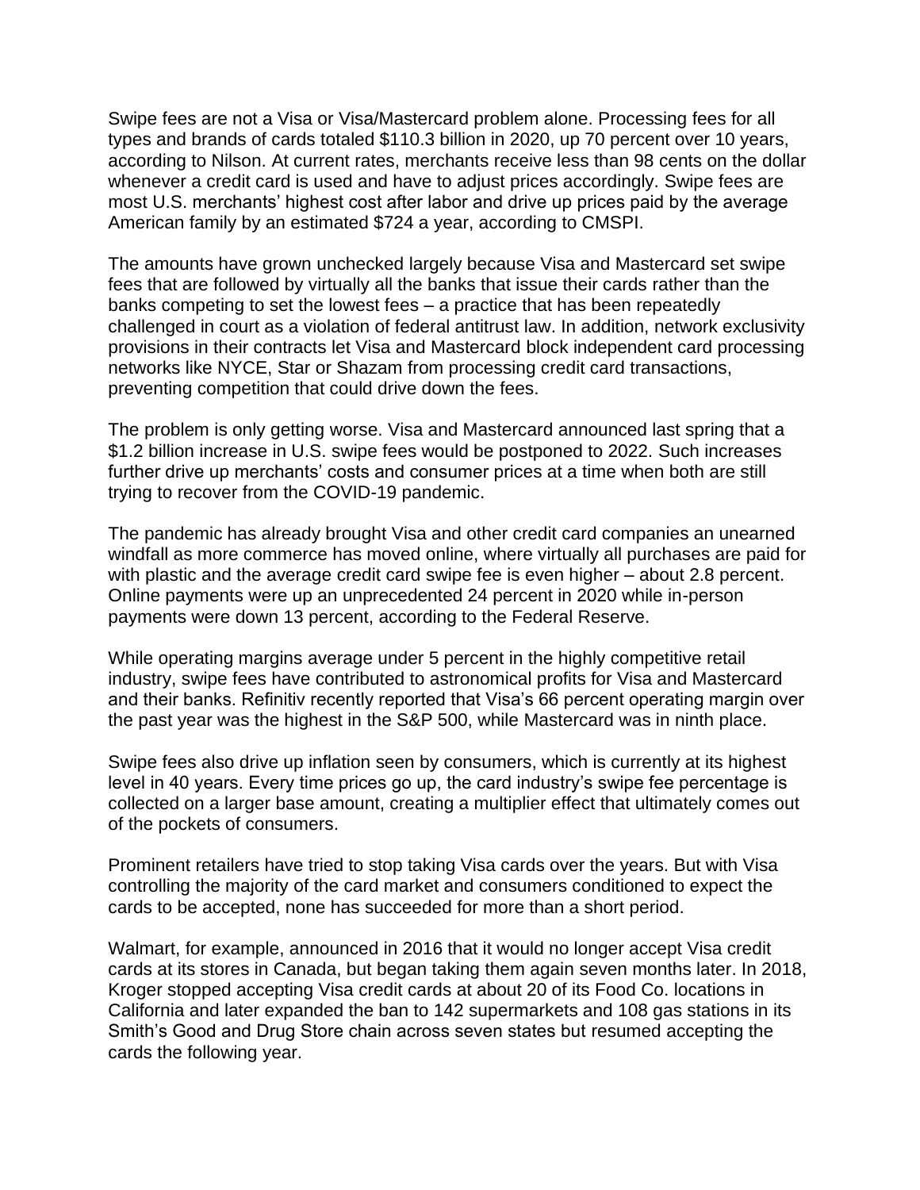Swipe fees are not a Visa or Visa/Mastercard problem alone. Processing fees for all types and brands of cards totaled $110.3 billion in 2020, up 70 percent over 10 years, according to Nilson. At current rates, merchants receive less than 98 cents on the dollar whenever a credit card is used and have to adjust prices accordingly. Swipe fees are most U.S. merchants' highest cost after labor and drive up prices paid by the average American family by an estimated $724 a year, according to CMSPI.

The amounts have grown unchecked largely because Visa and Mastercard set swipe fees that are followed by virtually all the banks that issue their cards rather than the banks competing to set the lowest fees – a practice that has been repeatedly challenged in court as a violation of federal antitrust law. In addition, network exclusivity provisions in their contracts let Visa and Mastercard block independent card processing networks like NYCE, Star or Shazam from processing credit card transactions, preventing competition that could drive down the fees.

The problem is only getting worse. Visa and Mastercard announced last spring that a $1.2 billion increase in U.S. swipe fees would be postponed to 2022. Such increases further drive up merchants' costs and consumer prices at a time when both are still trying to recover from the COVID-19 pandemic.

The pandemic has already brought Visa and other credit card companies an unearned windfall as more commerce has moved online, where virtually all purchases are paid for with plastic and the average credit card swipe fee is even higher – about 2.8 percent. Online payments were up an unprecedented 24 percent in 2020 while in-person payments were down 13 percent, according to the Federal Reserve.

While operating margins average under 5 percent in the highly competitive retail industry, swipe fees have contributed to astronomical profits for Visa and Mastercard and their banks. Refinitiv recently reported that Visa's 66 percent operating margin over the past year was the highest in the S&P 500, while Mastercard was in ninth place.

Swipe fees also drive up inflation seen by consumers, which is currently at its highest level in 40 years. Every time prices go up, the card industry's swipe fee percentage is collected on a larger base amount, creating a multiplier effect that ultimately comes out of the pockets of consumers.

Prominent retailers have tried to stop taking Visa cards over the years. But with Visa controlling the majority of the card market and consumers conditioned to expect the cards to be accepted, none has succeeded for more than a short period.

Walmart, for example, announced in 2016 that it would no longer accept Visa credit cards at its stores in Canada, but began taking them again seven months later. In 2018, Kroger stopped accepting Visa credit cards at about 20 of its Food Co. locations in California and later expanded the ban to 142 supermarkets and 108 gas stations in its Smith's Good and Drug Store chain across seven states but resumed accepting the cards the following year.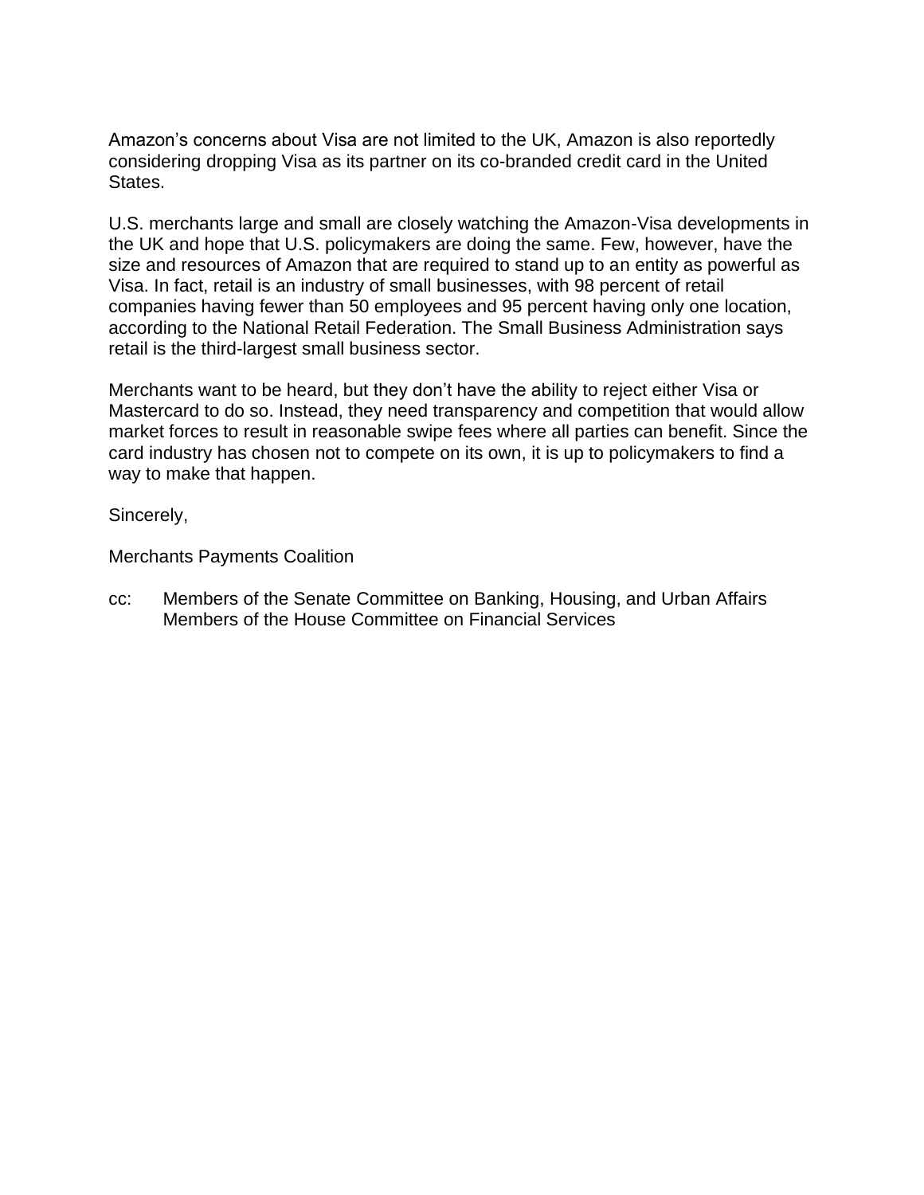Amazon's concerns about Visa are not limited to the UK, Amazon is also reportedly considering dropping Visa as its partner on its co-branded credit card in the United States.

U.S. merchants large and small are closely watching the Amazon-Visa developments in the UK and hope that U.S. policymakers are doing the same. Few, however, have the size and resources of Amazon that are required to stand up to an entity as powerful as Visa. In fact, retail is an industry of small businesses, with 98 percent of retail companies having fewer than 50 employees and 95 percent having only one location, according to the National Retail Federation. The Small Business Administration says retail is the third-largest small business sector.

Merchants want to be heard, but they don't have the ability to reject either Visa or Mastercard to do so. Instead, they need transparency and competition that would allow market forces to result in reasonable swipe fees where all parties can benefit. Since the card industry has chosen not to compete on its own, it is up to policymakers to find a way to make that happen.

Sincerely,

Merchants Payments Coalition

cc: Members of the Senate Committee on Banking, Housing, and Urban Affairs
Members of the House Committee on Financial Services